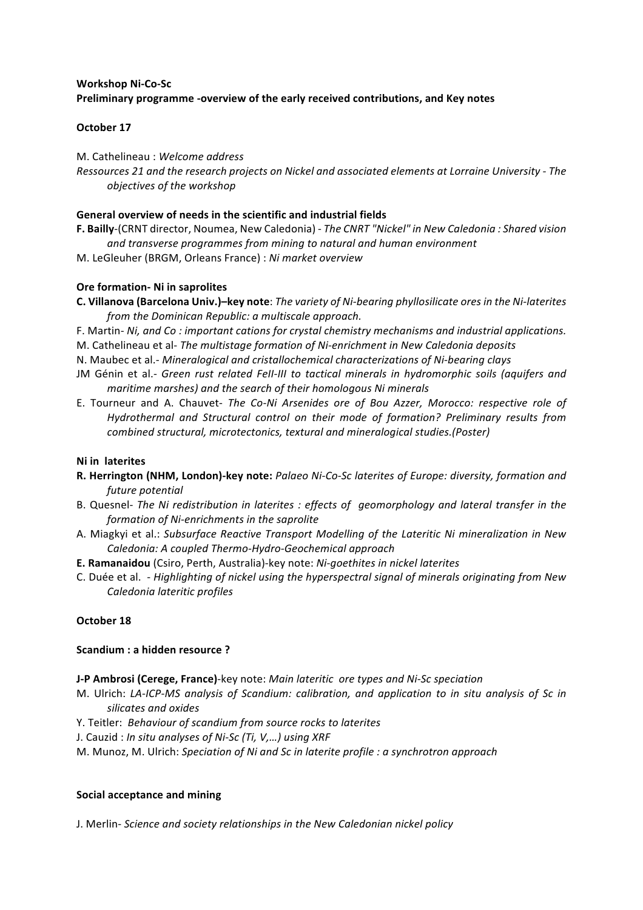**Workshop Ni-Co-Sc**
**Preliminary programme -overview of the early received contributions, and Key notes**

**October 17**

M. Cathelineau : *Welcome address*

*Ressources 21 and the research projects on Nickel and associated elements at Lorraine University - The objectives of the workshop*

**General overview of needs in the scientific and industrial fields**

**F. Bailly**-(CRNT director, Noumea, New Caledonia) - *The CNRT "Nickel" in New Caledonia : Shared vision and transverse programmes from mining to natural and human environment*

M. LeGleuher (BRGM, Orleans France) : *Ni market overview*

**Ore formation- Ni in saprolites**

**C. Villanova (Barcelona Univ.)–key note**: *The variety of Ni-bearing phyllosilicate ores in the Ni-laterites from the Dominican Republic: a multiscale approach.*

F. Martin- *Ni, and Co : important cations for crystal chemistry mechanisms and industrial applications.*

M. Cathelineau et al- *The multistage formation of Ni-enrichment in New Caledonia deposits*

N. Maubec et al.- *Mineralogical and cristallochemical characterizations of Ni-bearing clays*

JM Génin et al.- *Green rust related FeII-III to tactical minerals in hydromorphic soils (aquifers and maritime marshes) and the search of their homologous Ni minerals*

E. Tourneur and A. Chauvet- *The Co-Ni Arsenides ore of Bou Azzer, Morocco: respective role of Hydrothermal and Structural control on their mode of formation? Preliminary results from combined structural, microtectonics, textural and mineralogical studies.(Poster)*

**Ni in laterites**

**R. Herrington (NHM, London)-key note:** *Palaeo Ni-Co-Sc laterites of Europe: diversity, formation and future potential*

B. Quesnel- *The Ni redistribution in laterites : effects of geomorphology and lateral transfer in the formation of Ni-enrichments in the saprolite*

A. Miagkyi et al.: *Subsurface Reactive Transport Modelling of the Lateritic Ni mineralization in New Caledonia: A coupled Thermo-Hydro-Geochemical approach*

**E. Ramanaidou** (Csiro, Perth, Australia)-key note: *Ni-goethites in nickel laterites*

C. Duée et al. - *Highlighting of nickel using the hyperspectral signal of minerals originating from New Caledonia lateritic profiles*

**October 18**

**Scandium : a hidden resource ?**

**J-P Ambrosi (Cerege, France)**-key note: *Main lateritic ore types and Ni-Sc speciation*

M. Ulrich: *LA-ICP-MS analysis of Scandium: calibration, and application to in situ analysis of Sc in silicates and oxides*

Y. Teitler: *Behaviour of scandium from source rocks to laterites*

J. Cauzid : *In situ analyses of Ni-Sc (Ti, V,…) using XRF*

M. Munoz, M. Ulrich: *Speciation of Ni and Sc in laterite profile : a synchrotron approach*

**Social acceptance and mining**

J. Merlin- *Science and society relationships in the New Caledonian nickel policy*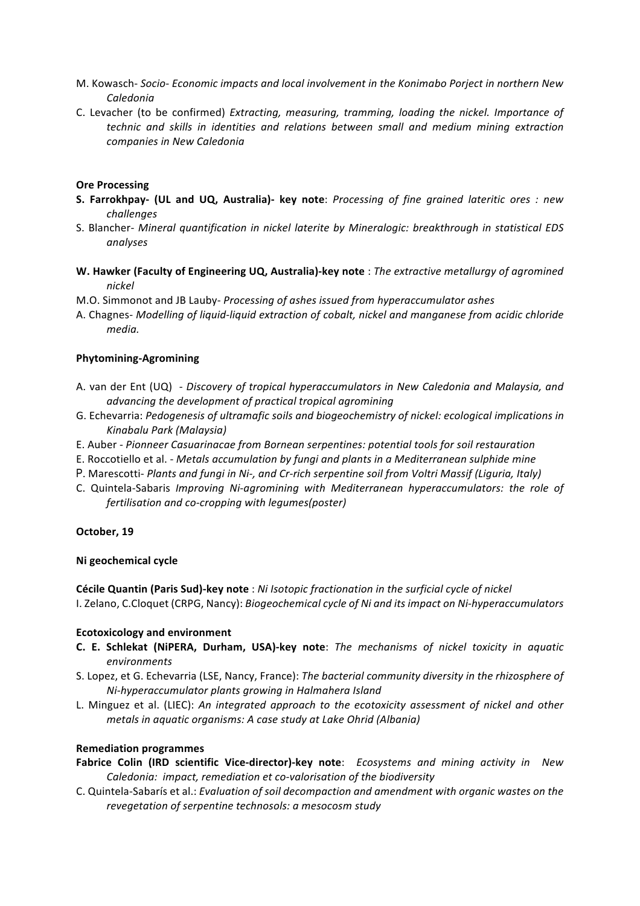M. Kowasch- *Socio- Economic impacts and local involvement in the Konimabo Porject in northern New Caledonia*

C. Levacher (to be confirmed) *Extracting, measuring, tramming, loading the nickel. Importance of technic and skills in identities and relations between small and medium mining extraction companies in New Caledonia*

**Ore Processing**

**S. Farrokhpay- (UL and UQ, Australia)- key note**: *Processing of fine grained lateritic ores : new challenges*

S. Blancher- *Mineral quantification in nickel laterite by Mineralogic: breakthrough in statistical EDS analyses*

**W. Hawker (Faculty of Engineering UQ, Australia)-key note** : *The extractive metallurgy of agromined nickel*

M.O. Simmonot and JB Lauby- *Processing of ashes issued from hyperaccumulator ashes*

A. Chagnes- *Modelling of liquid-liquid extraction of cobalt, nickel and manganese from acidic chloride media.*

**Phytomining-Agromining**

A. van der Ent (UQ) - *Discovery of tropical hyperaccumulators in New Caledonia and Malaysia, and advancing the development of practical tropical agromining*

G. Echevarria: *Pedogenesis of ultramafic soils and biogeochemistry of nickel: ecological implications in Kinabalu Park (Malaysia)*

E. Auber - *Pionneer Casuarinacae from Bornean serpentines: potential tools for soil restauration*

E. Roccotiello et al. - *Metals accumulation by fungi and plants in a Mediterranean sulphide mine*

P. Marescotti- *Plants and fungi in Ni-, and Cr-rich serpentine soil from Voltri Massif (Liguria, Italy)*

C. Quintela-Sabaris *Improving Ni-agromining with Mediterranean hyperaccumulators: the role of fertilisation and co-cropping with legumes(poster)*

**October, 19**

**Ni geochemical cycle**

**Cécile Quantin (Paris Sud)-key note** : *Ni Isotopic fractionation in the surficial cycle of nickel*

I. Zelano, C.Cloquet (CRPG, Nancy): *Biogeochemical cycle of Ni and its impact on Ni-hyperaccumulators*

**Ecotoxicology and environment**

**C. E. Schlekat (NiPERA, Durham, USA)-key note**: *The mechanisms of nickel toxicity in aquatic environments*

S. Lopez, et G. Echevarria (LSE, Nancy, France): *The bacterial community diversity in the rhizosphere of Ni-hyperaccumulator plants growing in Halmahera Island*

L. Minguez et al. (LIEC): *An integrated approach to the ecotoxicity assessment of nickel and other metals in aquatic organisms: A case study at Lake Ohrid (Albania)*

**Remediation programmes**

**Fabrice Colin (IRD scientific Vice-director)-key note**: *Ecosystems and mining activity in New Caledonia: impact, remediation et co-valorisation of the biodiversity*

C. Quintela-Sabarís et al.: *Evaluation of soil decompaction and amendment with organic wastes on the revegetation of serpentine technosols: a mesocosm study*